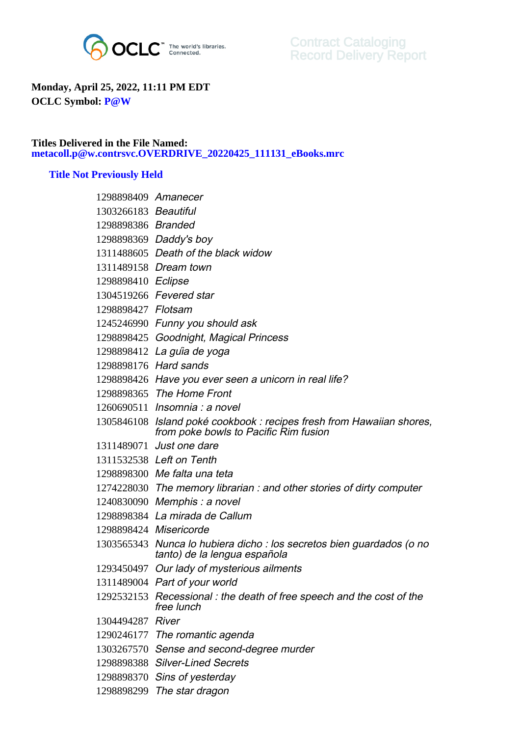Contract Cataloging
Record Delivery Report

**Monday, April 25, 2022, 11:11 PM EDT**
**OCLC Symbol: P@W**

**Titles Delivered in the File Named:**
**metacoll.p@w.contrsvc.OVERDRIVE_20220425_111131_eBooks.mrc**

### Title Not Previously Held

| | |
|---|---|
| 1298898409 | *Amanecer* |
| 1303266183 | *Beautiful* |
| 1298898386 | *Branded* |
| 1298898369 | *Daddy's boy* |
| 1311488605 | *Death of the black widow* |
| 1311489158 | *Dream town* |
| 1298898410 | *Eclipse* |
| 1304519266 | *Fevered star* |
| 1298898427 | *Flotsam* |
| 1245246990 | *Funny you should ask* |
| 1298898425 | *Goodnight, Magical Princess* |
| 1298898412 | *La guía de yoga* |
| 1298898176 | *Hard sands* |
| 1298898426 | *Have you ever seen a unicorn in real life?* |
| 1298898365 | *The Home Front* |
| 1260690511 | *Insomnia : a novel* |
| 1305846108 | *Island poké cookbook : recipes fresh from Hawaiian shores, from poke bowls to Pacific Rim fusion* |
| 1311489071 | *Just one dare* |
| 1311532538 | *Left on Tenth* |
| 1298898300 | *Me falta una teta* |
| 1274228030 | *The memory librarian : and other stories of dirty computer* |
| 1240830090 | *Memphis : a novel* |
| 1298898384 | *La mirada de Callum* |
| 1298898424 | *Misericorde* |
| 1303565343 | *Nunca lo hubiera dicho : los secretos bien guardados (o no tanto) de la lengua española* |
| 1293450497 | *Our lady of mysterious ailments* |
| 1311489004 | *Part of your world* |
| 1292532153 | *Recessional : the death of free speech and the cost of the free lunch* |
| 1304494287 | *River* |
| 1290246177 | *The romantic agenda* |
| 1303267570 | *Sense and second-degree murder* |
| 1298898388 | *Silver-Lined Secrets* |
| 1298898370 | *Sins of yesterday* |
| 1298898299 | *The star dragon* |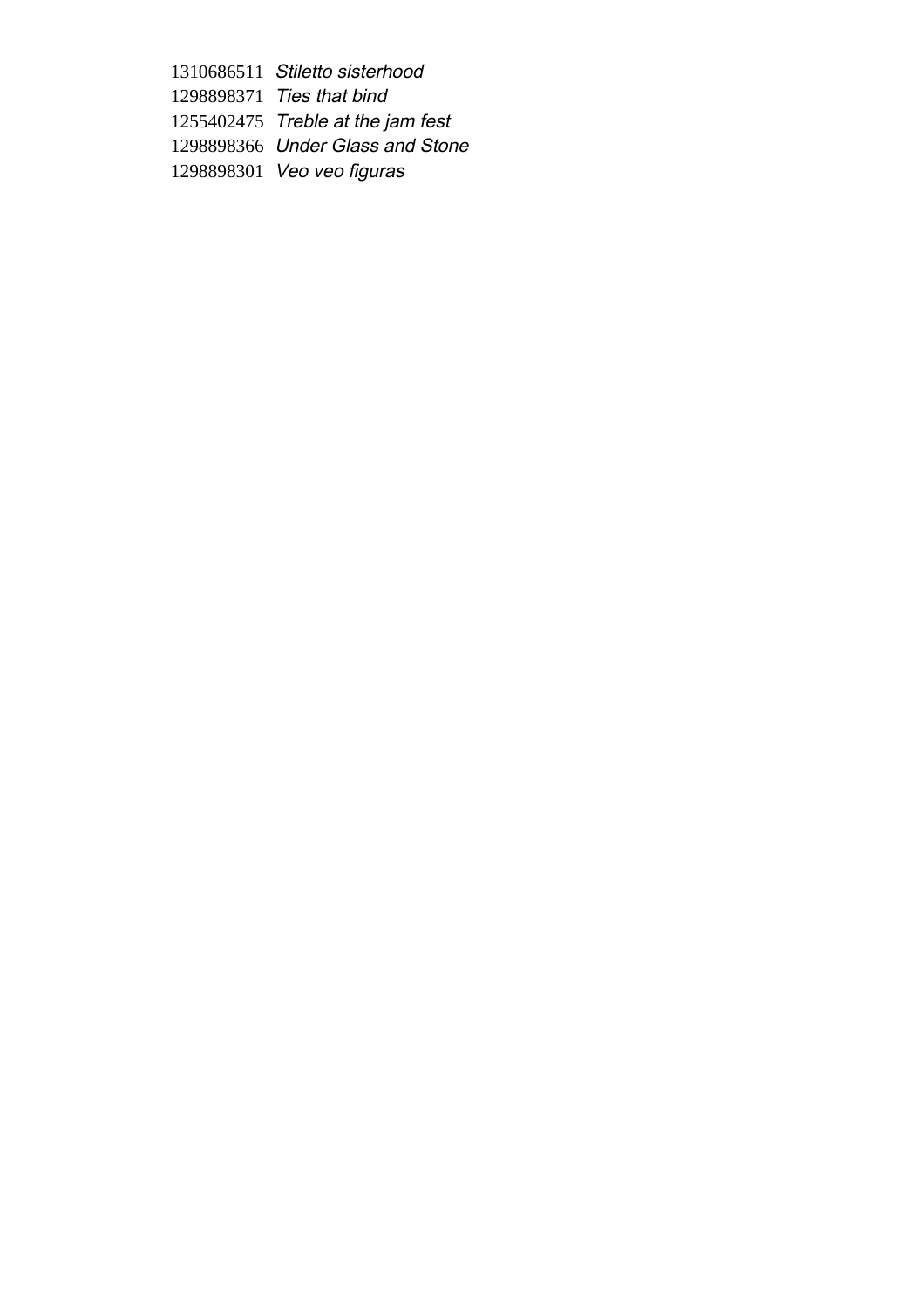1310686511 *Stiletto sisterhood*
1298898371 *Ties that bind*
1255402475 *Treble at the jam fest*
1298898366 *Under Glass and Stone*
1298898301 *Veo veo figuras*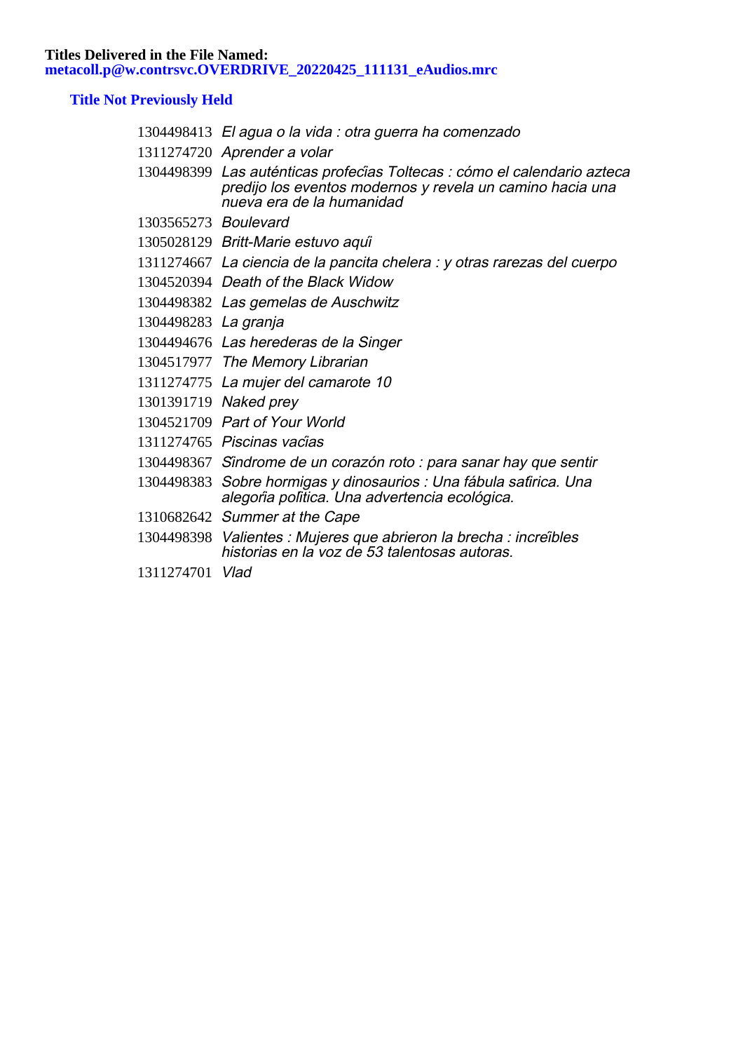**Titles Delivered in the File Named:**
**metacoll.p@w.contrsvc.OVERDRIVE_20220425_111131_eAudios.mrc**

### Title Not Previously Held

| | |
|---|---|
| 1304498413 | *El agua o la vida : otra guerra ha comenzado* |
| 1311274720 | *Aprender a volar* |
| 1304498399 | *Las auténticas profecías Toltecas : cómo el calendario azteca predijo los eventos modernos y revela un camino hacia una nueva era de la humanidad* |
| 1303565273 | *Boulevard* |
| 1305028129 | *Britt-Marie estuvo aquí* |
| 1311274667 | *La ciencia de la pancita chelera : y otras rarezas del cuerpo* |
| 1304520394 | *Death of the Black Widow* |
| 1304498382 | *Las gemelas de Auschwitz* |
| 1304498283 | *La granja* |
| 1304494676 | *Las herederas de la Singer* |
| 1304517977 | *The Memory Librarian* |
| 1311274775 | *La mujer del camarote 10* |
| 1301391719 | *Naked prey* |
| 1304521709 | *Part of Your World* |
| 1311274765 | *Piscinas vacías* |
| 1304498367 | *Síndrome de un corazón roto : para sanar hay que sentir* |
| 1304498383 | *Sobre hormigas y dinosaurios : Una fábula satírica. Una alegoría política. Una advertencia ecológica.* |
| 1310682642 | *Summer at the Cape* |
| 1304498398 | *Valientes : Mujeres que abrieron la brecha : increíbles historias en la voz de 53 talentosas autoras.* |
| 1311274701 | *Vlad* |